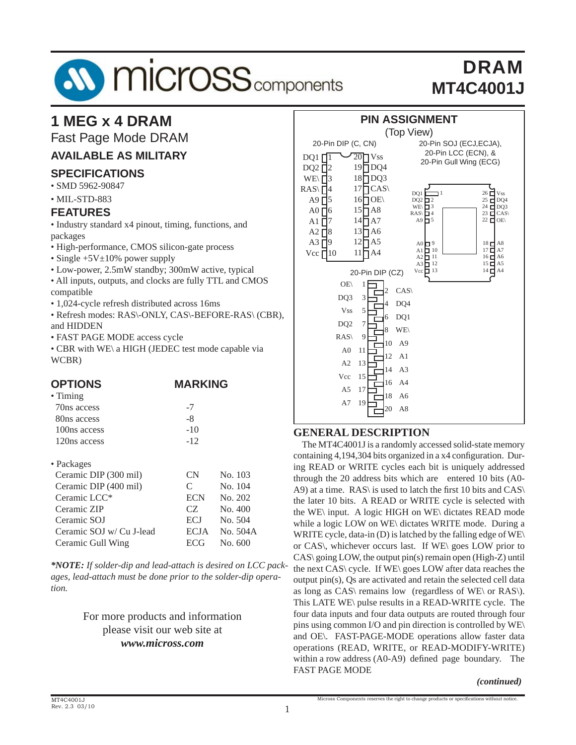# DRAM
# MT4C4001J

## 1 MEG x 4 DRAM

Fast Page Mode DRAM

### AVAILABLE AS MILITARY SPECIFICATIONS

- SMD 5962-90847
- MIL-STD-883

### FEATURES

- Industry standard x4 pinout, timing, functions, and packages
- High-performance, CMOS silicon-gate process
- Single +5V±10% power supply
- Low-power, 2.5mW standby; 300mW active, typical
- All inputs, outputs, and clocks are fully TTL and CMOS compatible
- 1,024-cycle refresh distributed across 16ms
- Refresh modes: RAS\-ONLY, CAS\-BEFORE-RAS\ (CBR), and HIDDEN
- FAST PAGE MODE access cycle
- CBR with WE\ a HIGH (JEDEC test mode capable via WCBR)

### OPTIONS

| OPTIONS | MARKING | |
|---|---|---|
| • Timing | | |
| 70ns access | -7 | |
| 80ns access | -8 | |
| 100ns access | -10 | |
| 120ns access | -12 | |
| • Packages | | |
| Ceramic DIP (300 mil) | CN | No. 103 |
| Ceramic DIP (400 mil) | C | No. 104 |
| Ceramic LCC* | ECN | No. 202 |
| Ceramic ZIP | CZ | No. 400 |
| Ceramic SOJ | ECJ | No. 504 |
| Ceramic SOJ w/ Cu J-lead | ECJA | No. 504A |
| Ceramic Gull Wing | ECG | No. 600 |

***NOTE:** If solder-dip and lead-attach is desired on LCC packages, lead-attach must be done prior to the solder-dip operation.*

For more products and information please visit our web site at ***www.micross.com***

### PIN ASSIGNMENT

(Top View)

**20-Pin DIP (C, CN)**

| Pin | Name | Pin | Name |
|---|---|---|---|
| 1 | DQ1 | 20 | Vss |
| 2 | DQ2 | 19 | DQ4 |
| 3 | WE\ | 18 | DQ3 |
| 4 | RAS\ | 17 | CAS\ |
| 5 | A9 | 16 | OE\ |
| 6 | A0 | 15 | A8 |
| 7 | A1 | 14 | A7 |
| 8 | A2 | 13 | A6 |
| 9 | A3 | 12 | A5 |
| 10 | Vcc | 11 | A4 |

**20-Pin SOJ (ECJ,ECJA), 20-Pin LCC (ECN), & 20-Pin Gull Wing (ECG)**

| Pin | Name | Pin | Name |
|---|---|---|---|
| 1 | DQ1 | 26 | Vss |
| 2 | DQ2 | 25 | DQ4 |
| 3 | WE\ | 24 | DQ3 |
| 4 | RAS\ | 23 | CAS\ |
| 5 | A9 | 22 | OE\ |
| 9 | A0 | 18 | A8 |
| 10 | A1 | 17 | A7 |
| 11 | A2 | 16 | A6 |
| 12 | A3 | 15 | A5 |
| 13 | Vcc | 14 | A4 |

**20-Pin DIP (CZ)**

| Pin | Name | Pin | Name |
|---|---|---|---|
| 1 | OE\ | 2 | CAS\ |
| 3 | DQ3 | 4 | DQ4 |
| 5 | Vss | 6 | DQ1 |
| 7 | DQ2 | 8 | WE\ |
| 9 | RAS\ | 10 | A9 |
| 11 | A0 | 12 | A1 |
| 13 | A2 | 14 | A3 |
| 15 | Vcc | 16 | A4 |
| 17 | A5 | 18 | A6 |
| 19 | A7 | 20 | A8 |

### GENERAL DESCRIPTION

The MT4C4001J is a randomly accessed solid-state memory containing 4,194,304 bits organized in a x4 configuration. During READ or WRITE cycles each bit is uniquely addressed through the 20 address bits which are entered 10 bits (A0-A9) at a time. RAS\ is used to latch the first 10 bits and CAS\ the later 10 bits. A READ or WRITE cycle is selected with the WE\ input. A logic HIGH on WE\ dictates READ mode while a logic LOW on WE\ dictates WRITE mode. During a WRITE cycle, data-in (D) is latched by the falling edge of WE\ or CAS\, whichever occurs last. If WE\ goes LOW prior to CAS\ going LOW, the output pin(s) remain open (High-Z) until the next CAS\ cycle. If WE\ goes LOW after data reaches the output pin(s), Qs are activated and retain the selected cell data as long as CAS\ remains low (regardless of WE\ or RAS\). This LATE WE\ pulse results in a READ-WRITE cycle. The four data inputs and four data outputs are routed through four pins using common I/O and pin direction is controlled by WE\ and OE\. FAST-PAGE-MODE operations allow faster data operations (READ, WRITE, or READ-MODIFY-WRITE) within a row address (A0-A9) defined page boundary. The FAST PAGE MODE

*(continued)*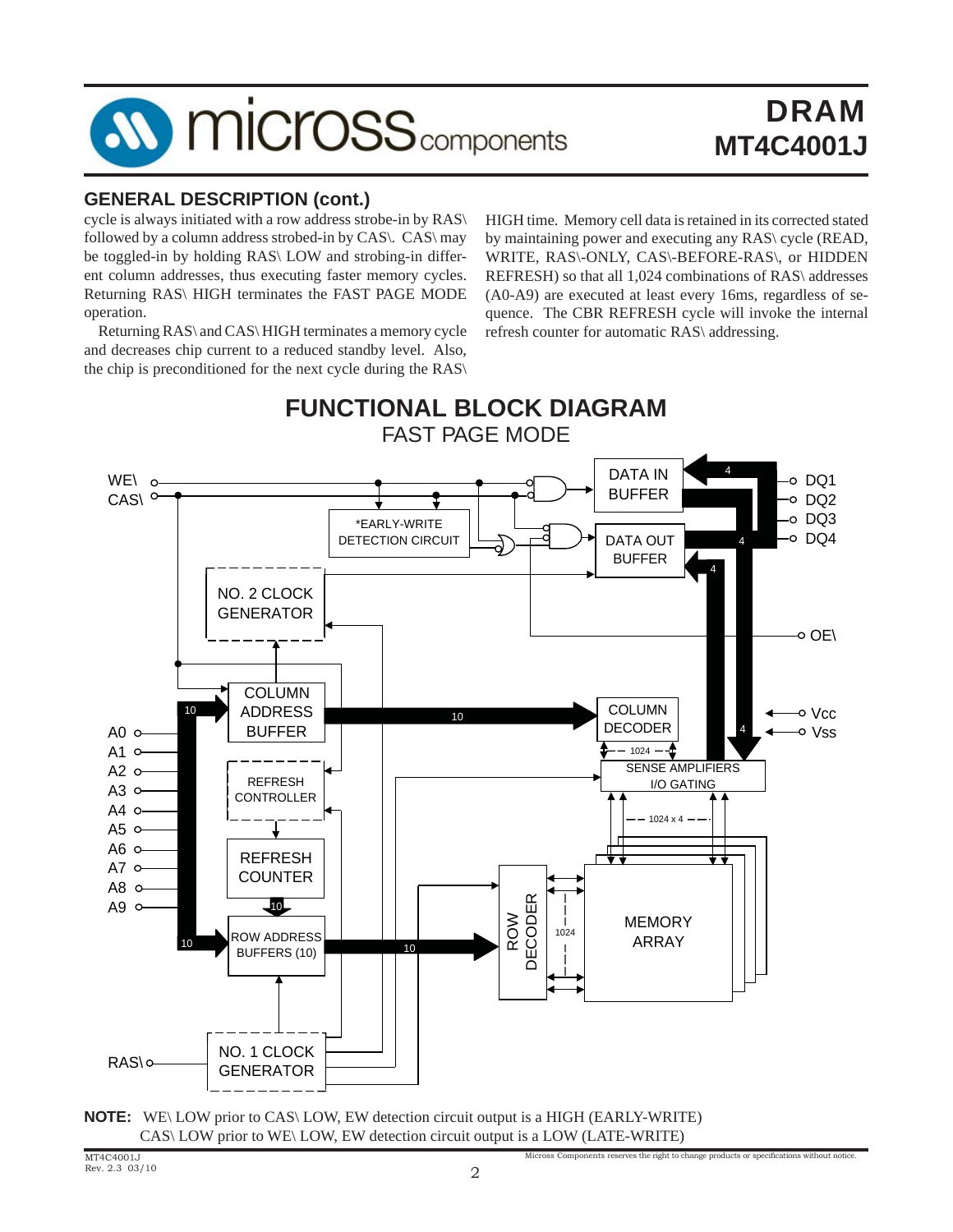## GENERAL DESCRIPTION (cont.)

cycle is always initiated with a row address strobe-in by RAS\ followed by a column address strobed-in by CAS\. CAS\ may be toggled-in by holding RAS\ LOW and strobing-in different column addresses, thus executing faster memory cycles. Returning RAS\ HIGH terminates the FAST PAGE MODE operation.

Returning RAS\ and CAS\ HIGH terminates a memory cycle and decreases chip current to a reduced standby level. Also, the chip is preconditioned for the next cycle during the RAS\ HIGH time. Memory cell data is retained in its corrected stated by maintaining power and executing any RAS\ cycle (READ, WRITE, RAS\-ONLY, CAS\-BEFORE-RAS\, or HIDDEN REFRESH) so that all 1,024 combinations of RAS\ addresses (A0-A9) are executed at least every 16ms, regardless of sequence. The CBR REFRESH cycle will invoke the internal refresh counter for automatic RAS\ addressing.

## FUNCTIONAL BLOCK DIAGRAM

### FAST PAGE MODE

**NOTE:** WE\ LOW prior to CAS\ LOW, EW detection circuit output is a HIGH (EARLY-WRITE)
CAS\ LOW prior to WE\ LOW, EW detection circuit output is a LOW (LATE-WRITE)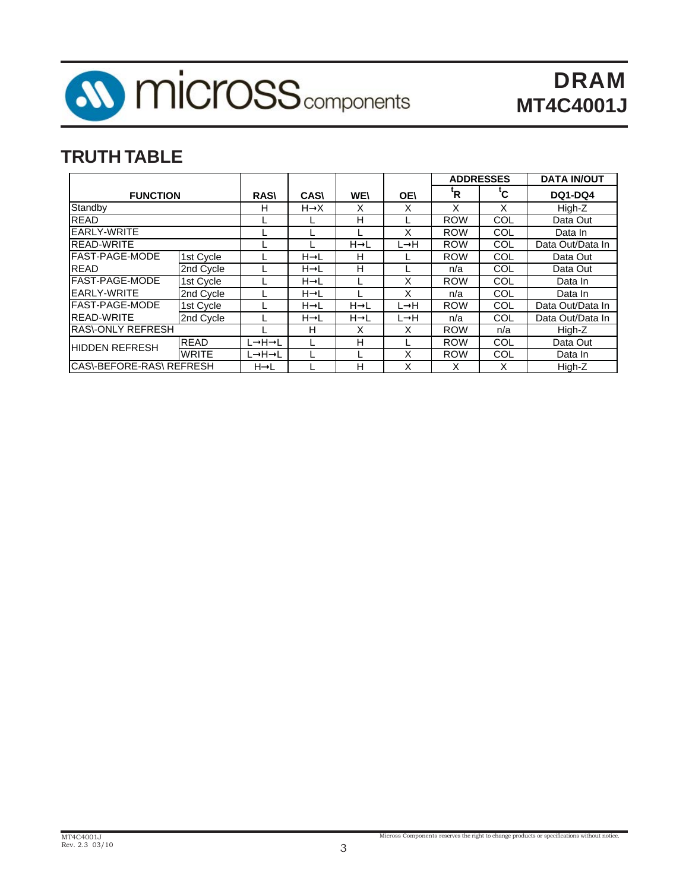## TRUTH TABLE

| FUNCTION | | RAS\ | CAS\ | WE\ | OE\ | ADDRESSES | | DATA IN/OUT |
|---|---|---|---|---|---|---|---|---|
| | | | | | | $^tR$ | $^tC$ | DQ1-DQ4 |
| Standby | | H | H→X | X | X | X | X | High-Z |
| READ | | L | L | H | L | ROW | COL | Data Out |
| EARLY-WRITE | | L | L | L | X | ROW | COL | Data In |
| READ-WRITE | | L | L | H→L | L→H | ROW | COL | Data Out/Data In |
| FAST-PAGE-MODE READ | 1st Cycle | L | H→L | H | L | ROW | COL | Data Out |
| | 2nd Cycle | L | H→L | H | L | n/a | COL | Data Out |
| FAST-PAGE-MODE EARLY-WRITE | 1st Cycle | L | H→L | L | X | ROW | COL | Data In |
| | 2nd Cycle | L | H→L | L | X | n/a | COL | Data In |
| FAST-PAGE-MODE READ-WRITE | 1st Cycle | L | H→L | H→L | L→H | ROW | COL | Data Out/Data In |
| | 2nd Cycle | L | H→L | H→L | L→H | n/a | COL | Data Out/Data In |
| RAS\-ONLY REFRESH | | L | H | X | X | ROW | n/a | High-Z |
| HIDDEN REFRESH | READ | L→H→L | L | H | L | ROW | COL | Data Out |
| | WRITE | L→H→L | L | L | X | ROW | COL | Data In |
| CAS\-BEFORE-RAS\ REFRESH | | H→L | L | H | X | X | X | High-Z |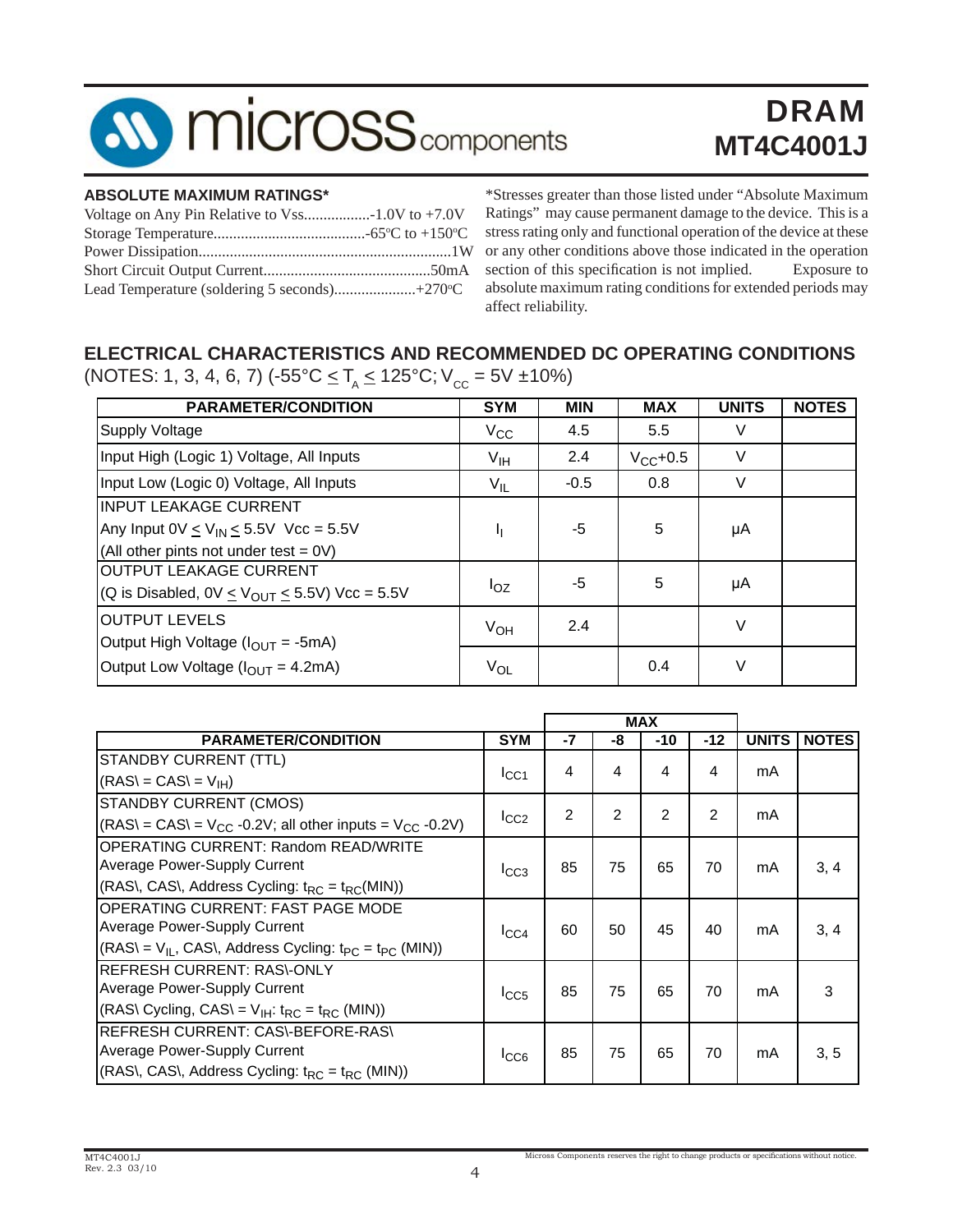## ABSOLUTE MAXIMUM RATINGS*

Voltage on Any Pin Relative to Vss.................-1.0V to +7.0V
Storage Temperature.......................................-65ºC to +150ºC
Power Dissipation................................................................1W
Short Circuit Output Current...........................................50mA
Lead Temperature (soldering 5 seconds).....................+270ºC

*Stresses greater than those listed under "Absolute Maximum Ratings" may cause permanent damage to the device. This is a stress rating only and functional operation of the device at these or any other conditions above those indicated in the operation section of this specification is not implied. Exposure to absolute maximum rating conditions for extended periods may affect reliability.

## ELECTRICAL CHARACTERISTICS AND RECOMMENDED DC OPERATING CONDITIONS

(NOTES: 1, 3, 4, 6, 7) (-55°C $\leq T_A \leq$ 125°C; $V_{CC}$ = 5V ±10%)

| PARAMETER/CONDITION | SYM | MIN | MAX | UNITS | NOTES |
|---|---|---|---|---|---|
| Supply Voltage | $V_{CC}$ | 4.5 | 5.5 | V | |
| Input High (Logic 1) Voltage, All Inputs | $V_{IH}$ | 2.4 | $V_{CC}$+0.5 | V | |
| Input Low (Logic 0) Voltage, All Inputs | $V_{IL}$ | -0.5 | 0.8 | V | |
| INPUT LEAKAGE CURRENT<br>Any Input 0V $\leq V_{IN} \leq$ 5.5V Vcc = 5.5V<br>(All other pints not under test = 0V) | $I_I$ | -5 | 5 | µA | |
| OUTPUT LEAKAGE CURRENT<br>(Q is Disabled, 0V $\leq V_{OUT} \leq$ 5.5V) Vcc = 5.5V | $I_{OZ}$ | -5 | 5 | µA | |
| OUTPUT LEVELS<br>Output High Voltage ($I_{OUT}$ = -5mA) | $V_{OH}$ | 2.4 | | V | |
| Output Low Voltage ($I_{OUT}$ = 4.2mA) | $V_{OL}$ | | 0.4 | V | |

| PARAMETER/CONDITION | SYM | MAX | | | | UNITS | NOTES |
|---|---|---|---|---|---|---|---|
| | | -7 | -8 | -10 | -12 | | |
| STANDBY CURRENT (TTL)<br>(RAS\ = CAS\ = $V_{IH}$) | $I_{CC1}$ | 4 | 4 | 4 | 4 | mA | |
| STANDBY CURRENT (CMOS)<br>(RAS\ = CAS\ = $V_{CC}$ -0.2V; all other inputs = $V_{CC}$ -0.2V) | $I_{CC2}$ | 2 | 2 | 2 | 2 | mA | |
| OPERATING CURRENT: Random READ/WRITE<br>Average Power-Supply Current<br>(RAS\, CAS\, Address Cycling: $t_{RC} = t_{RC}$(MIN)) | $I_{CC3}$ | 85 | 75 | 65 | 70 | mA | 3, 4 |
| OPERATING CURRENT: FAST PAGE MODE<br>Average Power-Supply Current<br>(RAS\ = $V_{IL}$, CAS\, Address Cycling: $t_{PC} = t_{PC}$ (MIN)) | $I_{CC4}$ | 60 | 50 | 45 | 40 | mA | 3, 4 |
| REFRESH CURRENT: RAS\-ONLY<br>Average Power-Supply Current<br>(RAS\ Cycling, CAS\ = $V_{IH}$: $t_{RC} = t_{RC}$ (MIN)) | $I_{CC5}$ | 85 | 75 | 65 | 70 | mA | 3 |
| REFRESH CURRENT: CAS\-BEFORE-RAS\<br>Average Power-Supply Current<br>(RAS\, CAS\, Address Cycling: $t_{RC} = t_{RC}$ (MIN)) | $I_{CC6}$ | 85 | 75 | 65 | 70 | mA | 3, 5 |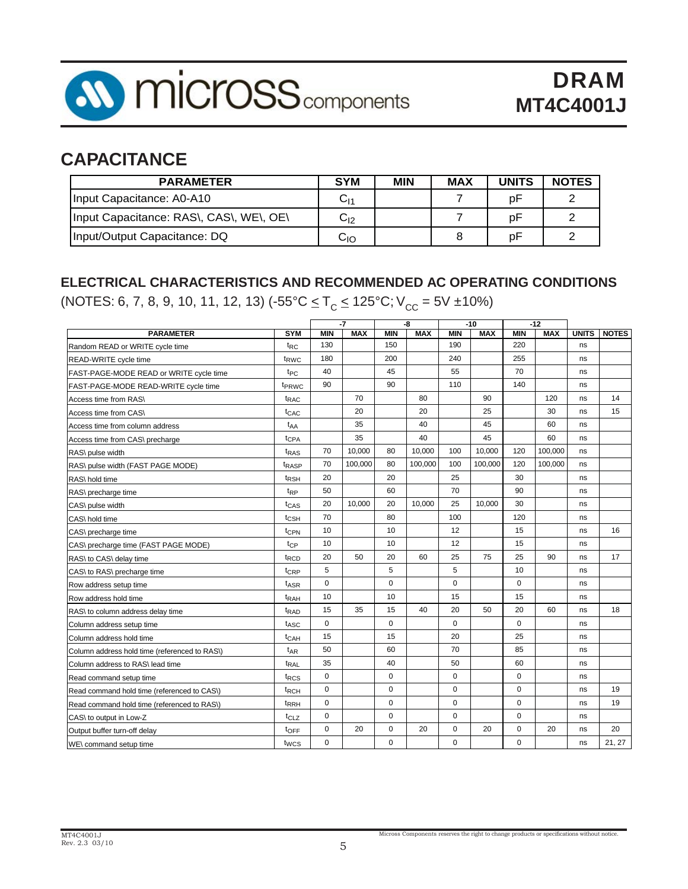## CAPACITANCE

| PARAMETER | SYM | MIN | MAX | UNITS | NOTES |
|---|---|---|---|---|---|
| Input Capacitance: A0-A10 | $C_{I1}$ | | 7 | pF | 2 |
| Input Capacitance: RAS\, CAS\, WE\, OE\ | $C_{I2}$ | | 7 | pF | 2 |
| Input/Output Capacitance: DQ | $C_{IO}$ | | 8 | pF | 2 |

## ELECTRICAL CHARACTERISTICS AND RECOMMENDED AC OPERATING CONDITIONS

(NOTES: 6, 7, 8, 9, 10, 11, 12, 13) ($-55°C \leq T_C \leq 125°C$; $V_{CC}$ = 5V ±10%)

| | | -7 | | -8 | | -10 | | -12 | | | |
|---|---|---|---|---|---|---|---|---|---|---|---|
| **PARAMETER** | **SYM** | **MIN** | **MAX** | **MIN** | **MAX** | **MIN** | **MAX** | **MIN** | **MAX** | **UNITS** | **NOTES** |
| Random READ or WRITE cycle time | $t_{RC}$ | 130 | | 150 | | 190 | | 220 | | ns | |
| READ-WRITE cycle time | $t_{RWC}$ | 180 | | 200 | | 240 | | 255 | | ns | |
| FAST-PAGE-MODE READ or WRITE cycle time | $t_{PC}$ | 40 | | 45 | | 55 | | 70 | | ns | |
| FAST-PAGE-MODE READ-WRITE cycle time | $t_{PRWC}$ | 90 | | 90 | | 110 | | 140 | | ns | |
| Access time from RAS\ | $t_{RAC}$ | | 70 | | 80 | | 90 | | 120 | ns | 14 |
| Access time from CAS\ | $t_{CAC}$ | | 20 | | 20 | | 25 | | 30 | ns | 15 |
| Access time from column address | $t_{AA}$ | | 35 | | 40 | | 45 | | 60 | ns | |
| Access time from CAS\ precharge | $t_{CPA}$ | | 35 | | 40 | | 45 | | 60 | ns | |
| RAS\ pulse width | $t_{RAS}$ | 70 | 10,000 | 80 | 10,000 | 100 | 10,000 | 120 | 100,000 | ns | |
| RAS\ pulse width (FAST PAGE MODE) | $t_{RASP}$ | 70 | 100,000 | 80 | 100,000 | 100 | 100,000 | 120 | 100,000 | ns | |
| RAS\ hold time | $t_{RSH}$ | 20 | | 20 | | 25 | | 30 | | ns | |
| RAS\ precharge time | $t_{RP}$ | 50 | | 60 | | 70 | | 90 | | ns | |
| CAS\ pulse width | $t_{CAS}$ | 20 | 10,000 | 20 | 10,000 | 25 | 10,000 | 30 | | ns | |
| CAS\ hold time | $t_{CSH}$ | 70 | | 80 | | 100 | | 120 | | ns | |
| CAS\ precharge time | $t_{CPN}$ | 10 | | 10 | | 12 | | 15 | | ns | 16 |
| CAS\ precharge time (FAST PAGE MODE) | $t_{CP}$ | 10 | | 10 | | 12 | | 15 | | ns | |
| RAS\ to CAS\ delay time | $t_{RCD}$ | 20 | 50 | 20 | 60 | 25 | 75 | 25 | 90 | ns | 17 |
| CAS\ to RAS\ precharge time | $t_{CRP}$ | 5 | | 5 | | 5 | | 10 | | ns | |
| Row address setup time | $t_{ASR}$ | 0 | | 0 | | 0 | | 0 | | ns | |
| Row address hold time | $t_{RAH}$ | 10 | | 10 | | 15 | | 15 | | ns | |
| RAS\ to column address delay time | $t_{RAD}$ | 15 | 35 | 15 | 40 | 20 | 50 | 20 | 60 | ns | 18 |
| Column address setup time | $t_{ASC}$ | 0 | | 0 | | 0 | | 0 | | ns | |
| Column address hold time | $t_{CAH}$ | 15 | | 15 | | 20 | | 25 | | ns | |
| Column address hold time (referenced to RAS\) | $t_{AR}$ | 50 | | 60 | | 70 | | 85 | | ns | |
| Column address to RAS\ lead time | $t_{RAL}$ | 35 | | 40 | | 50 | | 60 | | ns | |
| Read command setup time | $t_{RCS}$ | 0 | | 0 | | 0 | | 0 | | ns | |
| Read command hold time (referenced to CAS\) | $t_{RCH}$ | 0 | | 0 | | 0 | | 0 | | ns | 19 |
| Read command hold time (referenced to RAS\) | $t_{RRH}$ | 0 | | 0 | | 0 | | 0 | | ns | 19 |
| CAS\ to output in Low-Z | $t_{CLZ}$ | 0 | | 0 | | 0 | | 0 | | ns | |
| Output buffer turn-off delay | $t_{OFF}$ | 0 | 20 | 0 | 20 | 0 | 20 | 0 | 20 | ns | 20 |
| WE\ command setup time | $t_{WCS}$ | 0 | | 0 | | 0 | | 0 | | ns | 21, 27 |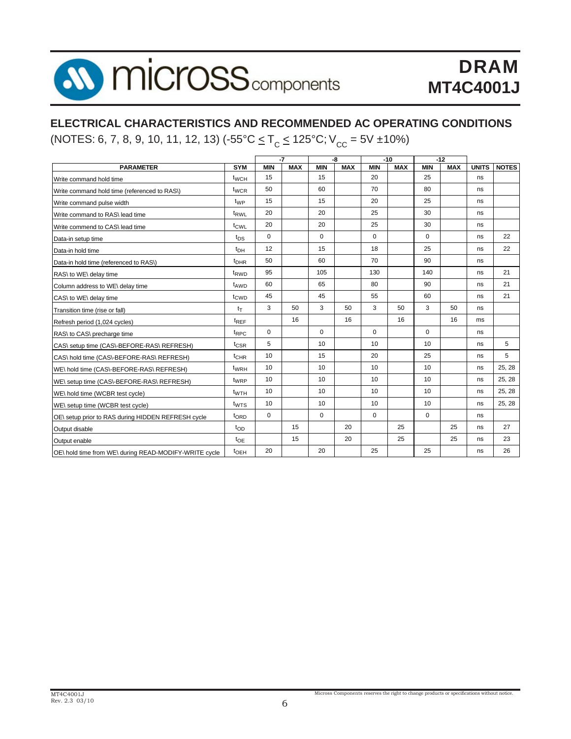## ELECTRICAL CHARACTERISTICS AND RECOMMENDED AC OPERATING CONDITIONS

(NOTES: 6, 7, 8, 9, 10, 11, 12, 13) (-55°C ≤ $T_C$ ≤ 125°C; $V_{CC}$ = 5V ±10%)

| PARAMETER | SYM | -7 | | -8 | | -10 | | -12 | | UNITS | NOTES |
|---|---|---|---|---|---|---|---|---|---|---|---|
| | | MIN | MAX | MIN | MAX | MIN | MAX | MIN | MAX | | |
| Write command hold time | $t_{WCH}$ | 15 | | 15 | | 20 | | 25 | | ns | |
| Write command hold time (referenced to RAS\) | $t_{WCR}$ | 50 | | 60 | | 70 | | 80 | | ns | |
| Write command pulse width | $t_{WP}$ | 15 | | 15 | | 20 | | 25 | | ns | |
| Write command to RAS\ lead time | $t_{RWL}$ | 20 | | 20 | | 25 | | 30 | | ns | |
| Write commend to CAS\ lead time | $t_{CWL}$ | 20 | | 20 | | 25 | | 30 | | ns | |
| Data-in setup time | $t_{DS}$ | 0 | | 0 | | 0 | | 0 | | ns | 22 |
| Data-in hold time | $t_{DH}$ | 12 | | 15 | | 18 | | 25 | | ns | 22 |
| Data-in hold time (referenced to RAS\) | $t_{DHR}$ | 50 | | 60 | | 70 | | 90 | | ns | |
| RAS\ to WE\ delay time | $t_{RWD}$ | 95 | | 105 | | 130 | | 140 | | ns | 21 |
| Column address to WE\ delay time | $t_{AWD}$ | 60 | | 65 | | 80 | | 90 | | ns | 21 |
| CAS\ to WE\ delay time | $t_{CWD}$ | 45 | | 45 | | 55 | | 60 | | ns | 21 |
| Transition time (rise or fall) | $t_T$ | 3 | 50 | 3 | 50 | 3 | 50 | 3 | 50 | ns | |
| Refresh period (1,024 cycles) | $t_{REF}$ | | 16 | | 16 | | 16 | | 16 | ms | |
| RAS\ to CAS\ precharge time | $t_{RPC}$ | 0 | | 0 | | 0 | | 0 | | ns | |
| CAS\ setup time (CAS\-BEFORE-RAS\ REFRESH) | $t_{CSR}$ | 5 | | 10 | | 10 | | 10 | | ns | 5 |
| CAS\ hold time (CAS\-BEFORE-RAS\ REFRESH) | $t_{CHR}$ | 10 | | 15 | | 20 | | 25 | | ns | 5 |
| WE\ hold time (CAS\-BEFORE-RAS\ REFRESH) | $t_{WRH}$ | 10 | | 10 | | 10 | | 10 | | ns | 25, 28 |
| WE\ setup time (CAS\-BEFORE-RAS\ REFRESH) | $t_{WRP}$ | 10 | | 10 | | 10 | | 10 | | ns | 25, 28 |
| WE\ hold time (WCBR test cycle) | $t_{WTH}$ | 10 | | 10 | | 10 | | 10 | | ns | 25, 28 |
| WE\ setup time (WCBR test cycle) | $t_{WTS}$ | 10 | | 10 | | 10 | | 10 | | ns | 25, 28 |
| OE\ setup prior to RAS during HIDDEN REFRESH cycle | $t_{ORD}$ | 0 | | 0 | | 0 | | 0 | | ns | |
| Output disable | $t_{OD}$ | | 15 | | 20 | | 25 | | 25 | ns | 27 |
| Output enable | $t_{OE}$ | | 15 | | 20 | | 25 | | 25 | ns | 23 |
| OE\ hold time from WE\ during READ-MODIFY-WRITE cycle | $t_{OEH}$ | 20 | | 20 | | 25 | | 25 | | ns | 26 |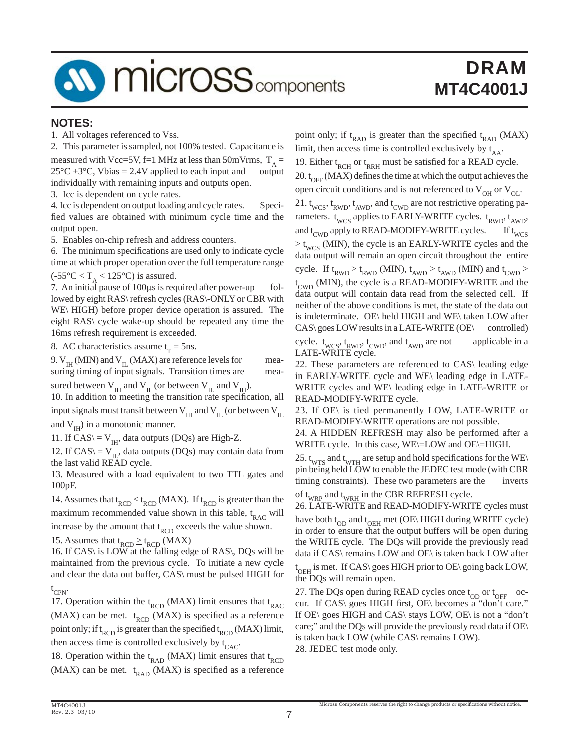## NOTES:

1. All voltages referenced to Vss.
2. This parameter is sampled, not 100% tested. Capacitance is measured with Vcc=5V, f=1 MHz at less than 50mVrms, $T_A$ = 25°C ±3°C, Vbias = 2.4V applied to each input and output individually with remaining inputs and outputs open.
3. Icc is dependent on cycle rates.
4. Icc is dependent on output loading and cycle rates. Specified values are obtained with minimum cycle time and the output open.
5. Enables on-chip refresh and address counters.
6. The minimum specifications are used only to indicate cycle time at which proper operation over the full temperature range ($-55°C \leq T_A \leq 125°C$) is assured.
7. An initial pause of 100µs is required after power-up followed by eight RAS\ refresh cycles (RAS\-ONLY or CBR with WE\ HIGH) before proper device operation is assured. The eight RAS\ cycle wake-up should be repeated any time the 16ms refresh requirement is exceeded.
8. AC characteristics assume $t_T$ = 5ns.
9. $V_{IH}$ (MIN) and $V_{IL}$ (MAX) are reference levels for measuring timing of input signals. Transition times are measured between $V_{IH}$ and $V_{IL}$ (or between $V_{IL}$ and $V_{IH}$).
10. In addition to meeting the transition rate specification, all input signals must transit between $V_{IH}$ and $V_{IL}$ (or between $V_{IL}$ and $V_{IH}$) in a monotonic manner.
11. If CAS\ = $V_{IH}$, data outputs (DQs) are High-Z.
12. If CAS\ = $V_{IL}$, data outputs (DQs) may contain data from the last valid READ cycle.
13. Measured with a load equivalent to two TTL gates and 100pF.
14. Assumes that $t_{RCD} < t_{RCD}$ (MAX). If $t_{RCD}$ is greater than the maximum recommended value shown in this table, $t_{RAC}$ will increase by the amount that $t_{RCD}$ exceeds the value shown.
15. Assumes that $t_{RCD} \geq t_{RCD}$ (MAX)
16. If CAS\ is LOW at the falling edge of RAS\, DQs will be maintained from the previous cycle. To initiate a new cycle and clear the data out buffer, CAS\ must be pulsed HIGH for $t_{CPN}$.
17. Operation within the $t_{RCD}$ (MAX) limit ensures that $t_{RAC}$ (MAX) can be met. $t_{RCD}$ (MAX) is specified as a reference point only; if $t_{RCD}$ is greater than the specified $t_{RCD}$ (MAX) limit, then access time is controlled exclusively by $t_{CAC}$.
18. Operation within the $t_{RAD}$ (MAX) limit ensures that $t_{RCD}$ (MAX) can be met. $t_{RAD}$ (MAX) is specified as a reference point only; if $t_{RAD}$ is greater than the specified $t_{RAD}$ (MAX) limit, then access time is controlled exclusively by $t_{AA}$.
19. Either $t_{RCH}$ or $t_{RRH}$ must be satisfied for a READ cycle.
20. $t_{OFF}$ (MAX) defines the time at which the output achieves the open circuit conditions and is not referenced to $V_{OH}$ or $V_{OL}$.
21. $t_{WCS}$, $t_{RWD}$, $t_{AWD}$, and $t_{CWD}$ are not restrictive operating parameters. $t_{WCS}$ applies to EARLY-WRITE cycles. $t_{RWD}$, $t_{AWD}$, and $t_{CWD}$ apply to READ-MODIFY-WRITE cycles. If $t_{WCS} \geq t_{WCS}$ (MIN), the cycle is an EARLY-WRITE cycles and the data output will remain an open circuit throughout the entire cycle. If $t_{RWD} \geq t_{RWD}$ (MIN), $t_{AWD} \geq t_{AWD}$ (MIN) and $t_{CWD} \geq t_{CWD}$ (MIN), the cycle is a READ-MODIFY-WRITE and the data output will contain data read from the selected cell. If neither of the above conditions is met, the state of the data out is indeterminate. OE\ held HIGH and WE\ taken LOW after CAS\ goes LOW results in a LATE-WRITE (OE\ controlled) cycle. $t_{WCS}$, $t_{RWD}$, $t_{CWD}$, and $t_{AWD}$ are not applicable in a LATE-WRITE cycle.
22. These parameters are referenced to CAS\ leading edge in EARLY-WRITE cycle and WE\ leading edge in LATE-WRITE cycles and WE\ leading edge in LATE-WRITE or READ-MODIFY-WRITE cycle.
23. If OE\ is tied permanently LOW, LATE-WRITE or READ-MODIFY-WRITE operations are not possible.
24. A HIDDEN REFRESH may also be performed after a WRITE cycle. In this case, WE\=LOW and OE\=HIGH.
25. $t_{WTS}$ and $t_{WTH}$ are setup and hold specifications for the WE\ pin being held LOW to enable the JEDEC test mode (with CBR timing constraints). These two parameters are the inverts of $t_{WRP}$ and $t_{WRH}$ in the CBR REFRESH cycle.
26. LATE-WRITE and READ-MODIFY-WRITE cycles must have both $t_{OD}$ and $t_{OEH}$ met (OE\ HIGH during WRITE cycle) in order to ensure that the output buffers will be open during the WRITE cycle. The DQs will provide the previously read data if CAS\ remains LOW and OE\ is taken back LOW after $t_{OEH}$ is met. If CAS\ goes HIGH prior to OE\ going back LOW, the DQs will remain open.
27. The DQs open during READ cycles once $t_{OD}$ or $t_{OFF}$ occur. If CAS\ goes HIGH first, OE\ becomes a "don't care." If OE\ goes HIGH and CAS\ stays LOW, OE\ is not a "don't care;" and the DQs will provide the previously read data if OE\ is taken back LOW (while CAS\ remains LOW).
28. JEDEC test mode only.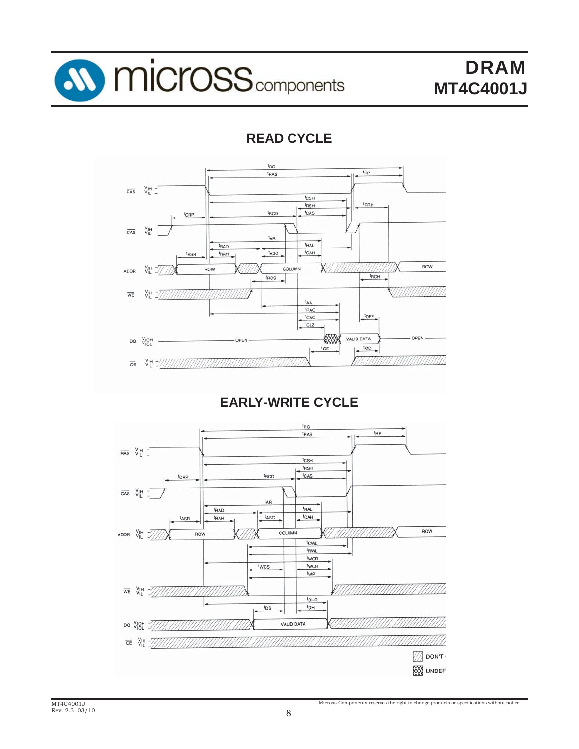## READ CYCLE

## EARLY-WRITE CYCLE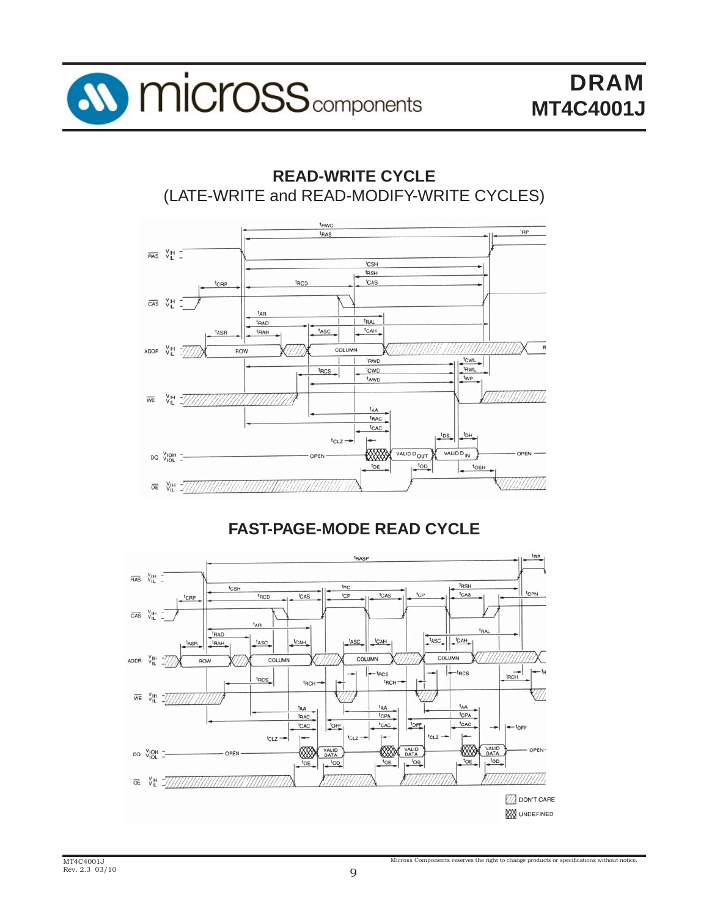## READ-WRITE CYCLE

(LATE-WRITE and READ-MODIFY-WRITE CYCLES)

## FAST-PAGE-MODE READ CYCLE

DON'T CARE

UNDEFINED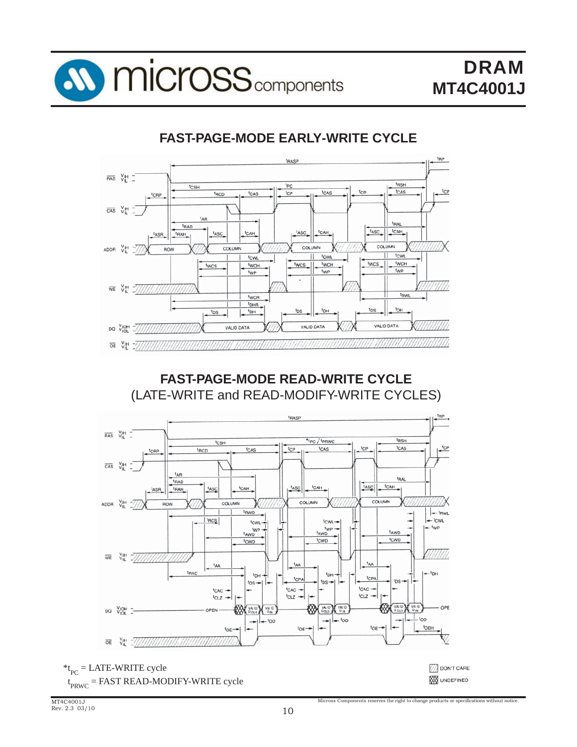## FAST-PAGE-MODE EARLY-WRITE CYCLE

## FAST-PAGE-MODE READ-WRITE CYCLE

(LATE-WRITE and READ-MODIFY-WRITE CYCLES)

*$t_{PC}$ = LATE-WRITE cycle

$t_{PRWC}$ = FAST READ-MODIFY-WRITE cycle

DON'T CARE

UNDEFINED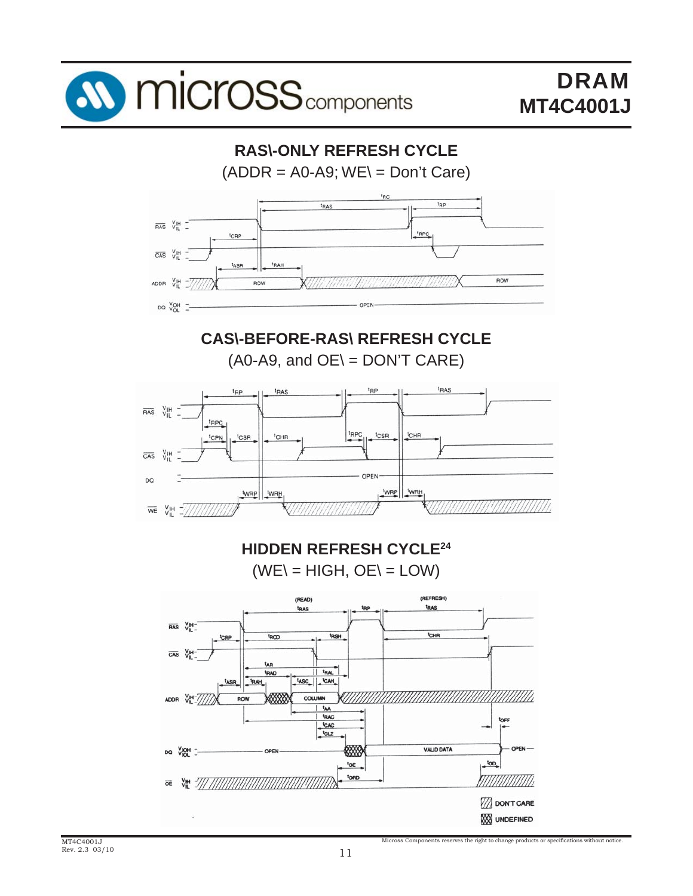## RAS\-ONLY REFRESH CYCLE

(ADDR = A0-A9; WE\ = Don't Care)

## CAS\-BEFORE-RAS\ REFRESH CYCLE

(A0-A9, and OE\ = DON'T CARE)

## HIDDEN REFRESH CYCLE[24]

(WE\ = HIGH, OE\ = LOW)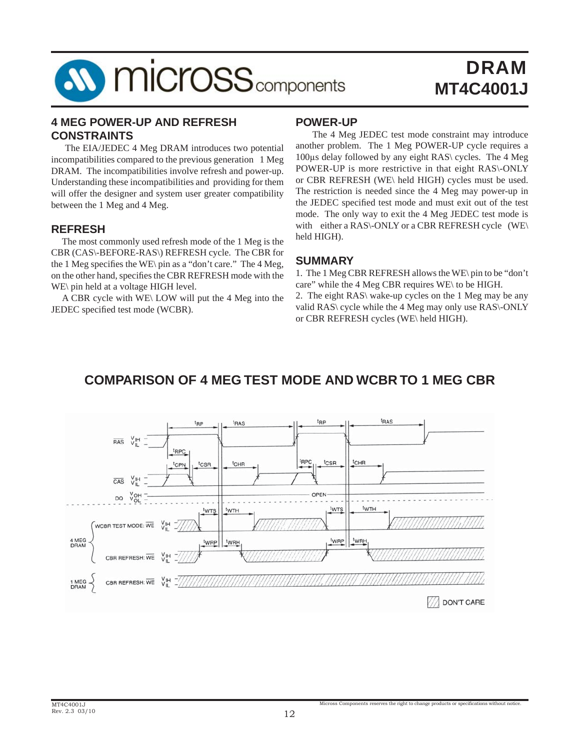## 4 MEG POWER-UP AND REFRESH CONSTRAINTS

The EIA/JEDEC 4 Meg DRAM introduces two potential incompatibilities compared to the previous generation 1 Meg DRAM. The incompatibilities involve refresh and power-up. Understanding these incompatibilities and providing for them will offer the designer and system user greater compatibility between the 1 Meg and 4 Meg.

## REFRESH

The most commonly used refresh mode of the 1 Meg is the CBR (CAS\-BEFORE-RAS\) REFRESH cycle. The CBR for the 1 Meg specifies the WE\ pin as a "don't care." The 4 Meg, on the other hand, specifies the CBR REFRESH mode with the WE\ pin held at a voltage HIGH level.

A CBR cycle with WE\ LOW will put the 4 Meg into the JEDEC specified test mode (WCBR).

## POWER-UP

The 4 Meg JEDEC test mode constraint may introduce another problem. The 1 Meg POWER-UP cycle requires a 100µs delay followed by any eight RAS\ cycles. The 4 Meg POWER-UP is more restrictive in that eight RAS\-ONLY or CBR REFRESH (WE\ held HIGH) cycles must be used. The restriction is needed since the 4 Meg may power-up in the JEDEC specified test mode and must exit out of the test mode. The only way to exit the 4 Meg JEDEC test mode is with either a RAS\-ONLY or a CBR REFRESH cycle (WE\ held HIGH).

## SUMMARY

1. The 1 Meg CBR REFRESH allows the WE\ pin to be "don't care" while the 4 Meg CBR requires WE\ to be HIGH.
2. The eight RAS\ wake-up cycles on the 1 Meg may be any valid RAS\ cycle while the 4 Meg may only use RAS\-ONLY or CBR REFRESH cycles (WE\ held HIGH).

## COMPARISON OF 4 MEG TEST MODE AND WCBR TO 1 MEG CBR

RAS $V_{IH}$ $V_{IL}$ — $t_{RP}$, $t_{RAS}$, $t_{RPC}$

CAS $V_{IH}$ $V_{IL}$ — $t_{CPN}$, $t_{CSR}$, $t_{CHR}$

DQ $V_{OH}$ $V_{OL}$ — OPEN

4 MEG DRAM — WCBR TEST MODE: WE $V_{IH}$ $V_{IL}$ — $t_{WTS}$, $t_{WTH}$

4 MEG DRAM — CBR REFRESH: WE $V_{IH}$ $V_{IL}$ — $t_{WRP}$, $t_{WRH}$

1 MEG DRAM — CBR REFRESH: WE $V_{IH}$ $V_{IL}$

DON'T CARE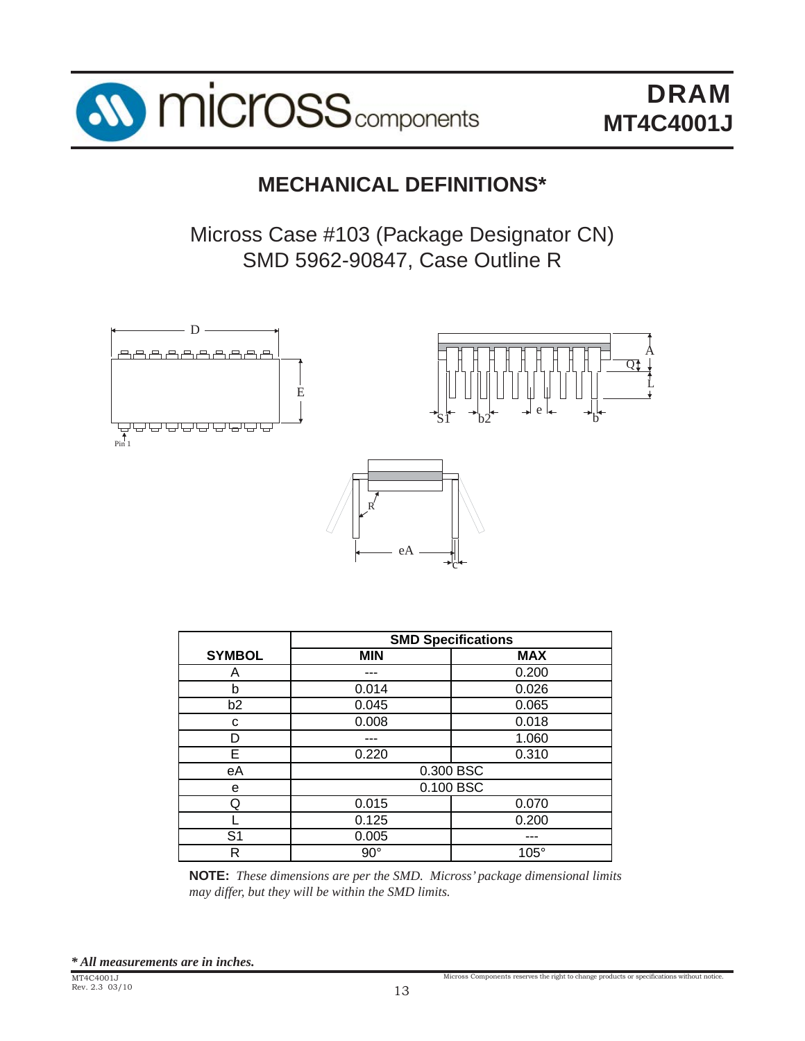# MECHANICAL DEFINITIONS*

Micross Case #103 (Package Designator CN)
SMD 5962-90847, Case Outline R

| SYMBOL | SMD Specifications | |
|---|---|---|
| | MIN | MAX |
| A | --- | 0.200 |
| b | 0.014 | 0.026 |
| b2 | 0.045 | 0.065 |
| c | 0.008 | 0.018 |
| D | --- | 1.060 |
| E | 0.220 | 0.310 |
| eA | 0.300 BSC | |
| e | 0.100 BSC | |
| Q | 0.015 | 0.070 |
| L | 0.125 | 0.200 |
| S1 | 0.005 | --- |
| R | 90° | 105° |

**NOTE:** *These dimensions are per the SMD. Micross' package dimensional limits may differ, but they will be within the SMD limits.*

***All measurements are in inches.***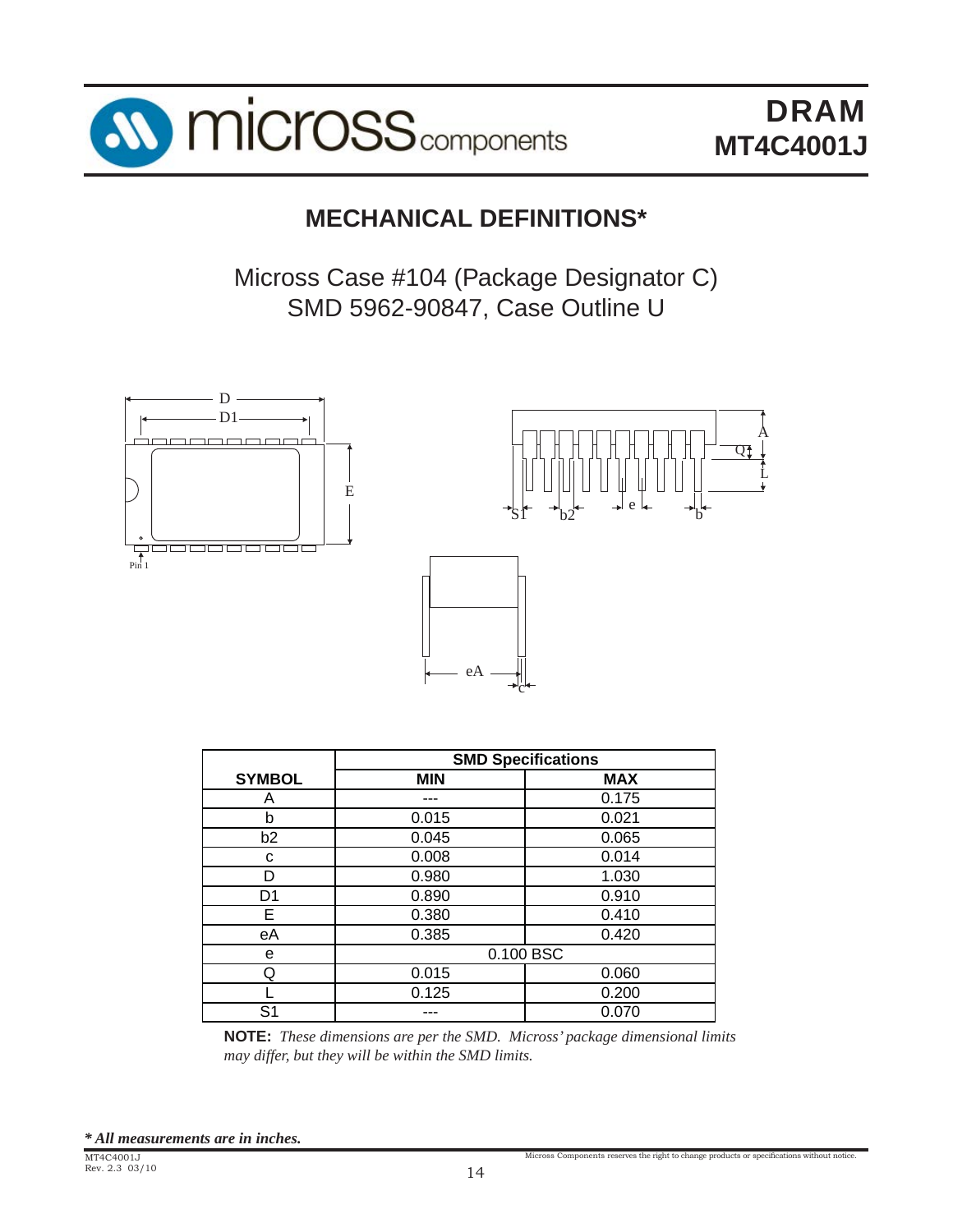## MECHANICAL DEFINITIONS*

Micross Case #104 (Package Designator C)
SMD 5962-90847, Case Outline U

| SYMBOL | SMD Specifications | |
|---|---|---|
| | **MIN** | **MAX** |
| A | --- | 0.175 |
| b | 0.015 | 0.021 |
| b2 | 0.045 | 0.065 |
| c | 0.008 | 0.014 |
| D | 0.980 | 1.030 |
| D1 | 0.890 | 0.910 |
| E | 0.380 | 0.410 |
| eA | 0.385 | 0.420 |
| e | 0.100 BSC | |
| Q | 0.015 | 0.060 |
| L | 0.125 | 0.200 |
| S1 | --- | 0.070 |

**NOTE:** *These dimensions are per the SMD. Micross' package dimensional limits may differ, but they will be within the SMD limits.*

***\* All measurements are in inches.***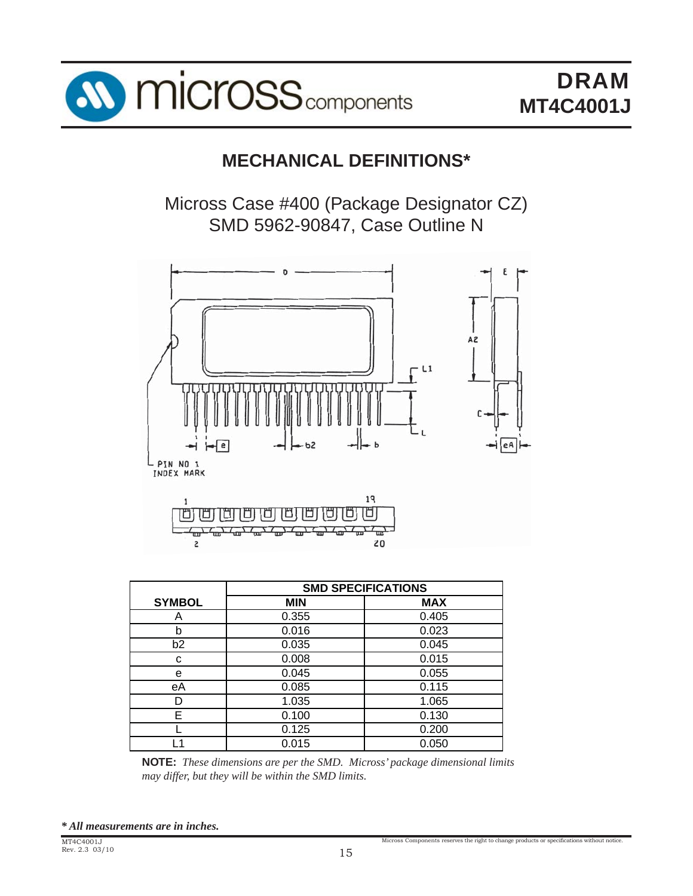# MECHANICAL DEFINITIONS*

Micross Case #400 (Package Designator CZ)
SMD 5962-90847, Case Outline N

| SYMBOL | SMD SPECIFICATIONS | |
|---|---|---|
| | MIN | MAX |
| A | 0.355 | 0.405 |
| b | 0.016 | 0.023 |
| b2 | 0.035 | 0.045 |
| c | 0.008 | 0.015 |
| e | 0.045 | 0.055 |
| eA | 0.085 | 0.115 |
| D | 1.035 | 1.065 |
| E | 0.100 | 0.130 |
| L | 0.125 | 0.200 |
| L1 | 0.015 | 0.050 |

**NOTE:** *These dimensions are per the SMD. Micross' package dimensional limits may differ, but they will be within the SMD limits.*

***** All measurements are in inches.***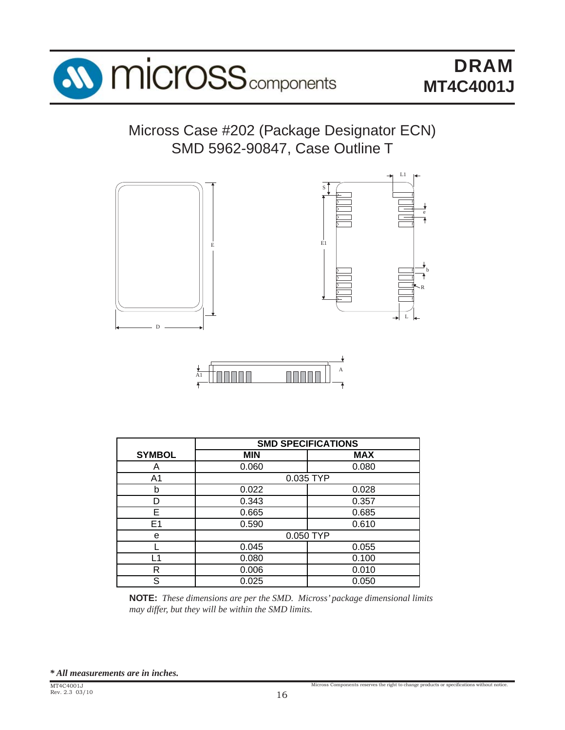## Micross Case #202 (Package Designator ECN)
## SMD 5962-90847, Case Outline T

| SYMBOL | SMD SPECIFICATIONS | |
|---|---|---|
| | MIN | MAX |
| A | 0.060 | 0.080 |
| A1 | 0.035 TYP | |
| b | 0.022 | 0.028 |
| D | 0.343 | 0.357 |
| E | 0.665 | 0.685 |
| E1 | 0.590 | 0.610 |
| e | 0.050 TYP | |
| L | 0.045 | 0.055 |
| L1 | 0.080 | 0.100 |
| R | 0.006 | 0.010 |
| S | 0.025 | 0.050 |

**NOTE:** *These dimensions are per the SMD. Micross' package dimensional limits may differ, but they will be within the SMD limits.*

***** All measurements are in inches.***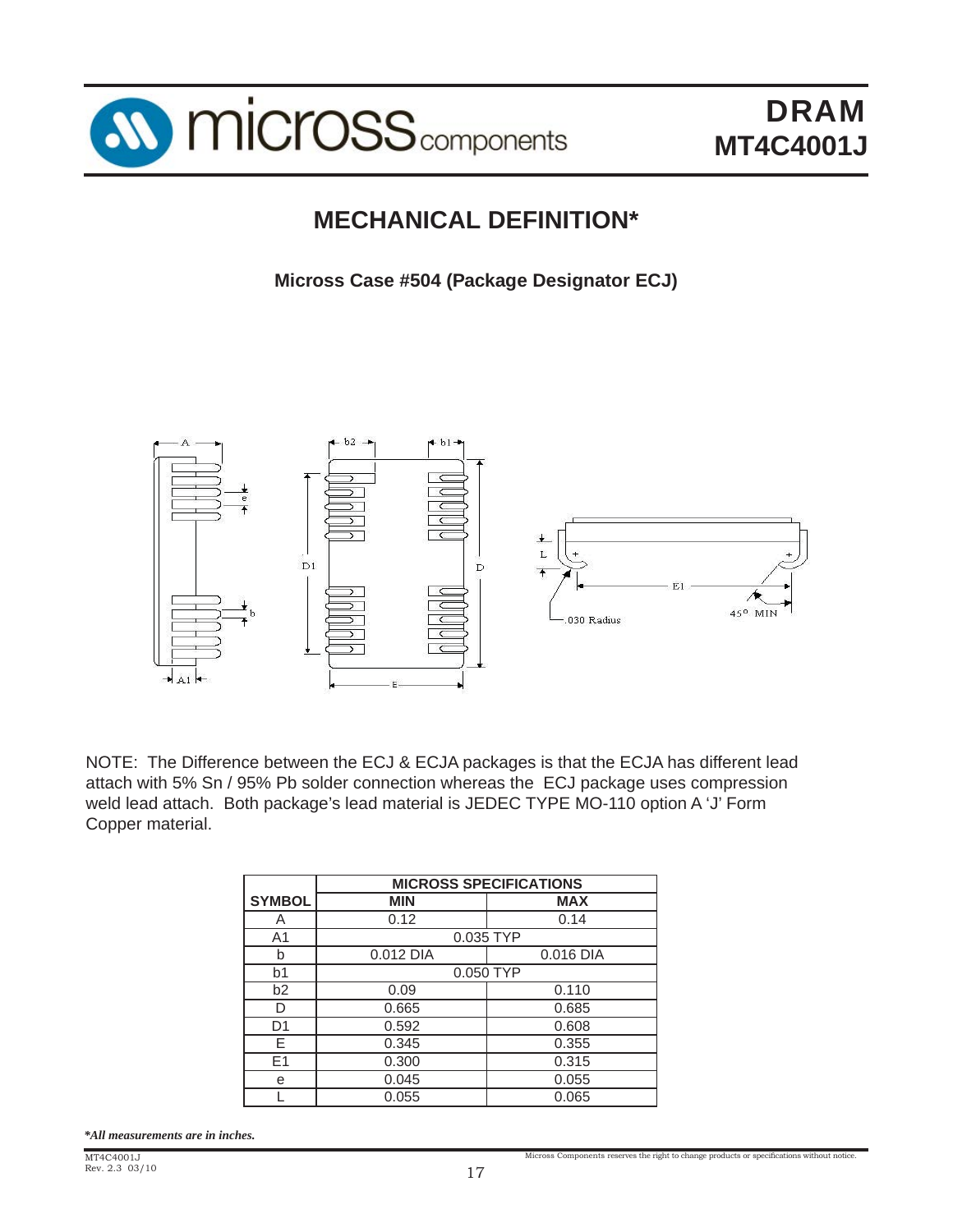# MECHANICAL DEFINITION*

**Micross Case #504 (Package Designator ECJ)**

NOTE: The Difference between the ECJ & ECJA packages is that the ECJA has different lead attach with 5% Sn / 95% Pb solder connection whereas the ECJ package uses compression weld lead attach. Both package's lead material is JEDEC TYPE MO-110 option A 'J' Form Copper material.

| | MICROSS SPECIFICATIONS | |
|---|---|---|
| SYMBOL | MIN | MAX |
| A | 0.12 | 0.14 |
| A1 | 0.035 TYP | |
| b | 0.012 DIA | 0.016 DIA |
| b1 | 0.050 TYP | |
| b2 | 0.09 | 0.110 |
| D | 0.665 | 0.685 |
| D1 | 0.592 | 0.608 |
| E | 0.345 | 0.355 |
| E1 | 0.300 | 0.315 |
| e | 0.045 | 0.055 |
| L | 0.055 | 0.065 |

***All measurements are in inches.***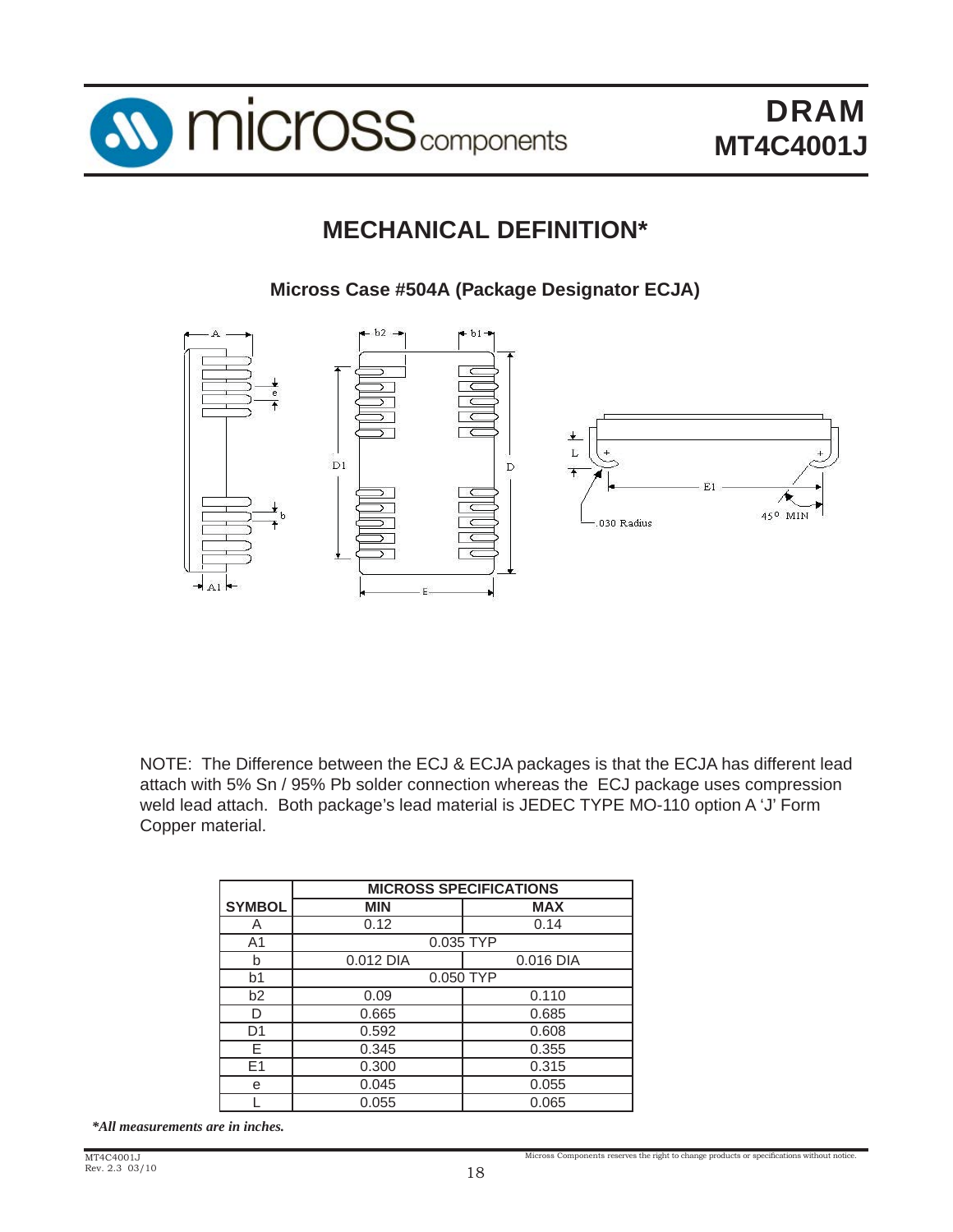# MECHANICAL DEFINITION*

### Micross Case #504A (Package Designator ECJA)

NOTE: The Difference between the ECJ & ECJA packages is that the ECJA has different lead attach with 5% Sn / 95% Pb solder connection whereas the ECJ package uses compression weld lead attach. Both package's lead material is JEDEC TYPE MO-110 option A 'J' Form Copper material.

| | MICROSS SPECIFICATIONS | |
|---|---|---|
| **SYMBOL** | **MIN** | **MAX** |
| A | 0.12 | 0.14 |
| A1 | 0.035 TYP | |
| b | 0.012 DIA | 0.016 DIA |
| b1 | 0.050 TYP | |
| b2 | 0.09 | 0.110 |
| D | 0.665 | 0.685 |
| D1 | 0.592 | 0.608 |
| E | 0.345 | 0.355 |
| E1 | 0.300 | 0.315 |
| e | 0.045 | 0.055 |
| L | 0.055 | 0.065 |

***All measurements are in inches.***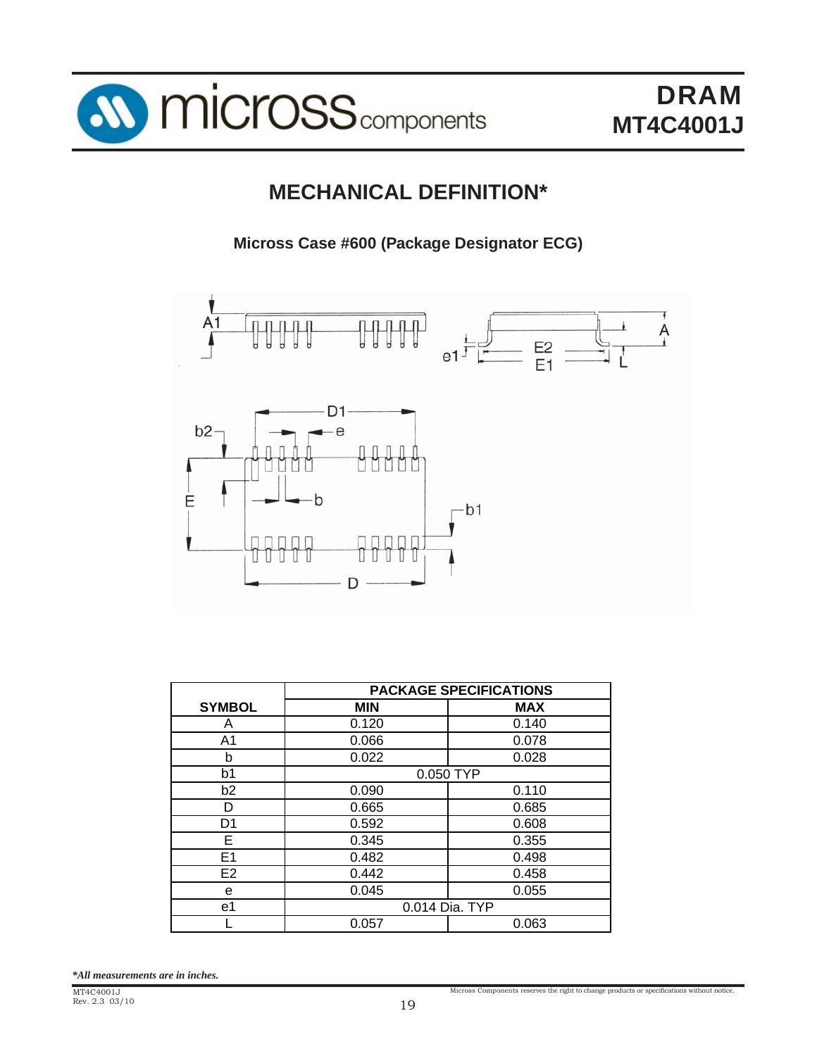## MECHANICAL DEFINITION*

**Micross Case #600 (Package Designator ECG)**

| SYMBOL | PACKAGE SPECIFICATIONS | |
|---|---|---|
| | **MIN** | **MAX** |
| A | 0.120 | 0.140 |
| A1 | 0.066 | 0.078 |
| b | 0.022 | 0.028 |
| b1 | 0.050 TYP | |
| b2 | 0.090 | 0.110 |
| D | 0.665 | 0.685 |
| D1 | 0.592 | 0.608 |
| E | 0.345 | 0.355 |
| E1 | 0.482 | 0.498 |
| E2 | 0.442 | 0.458 |
| e | 0.045 | 0.055 |
| e1 | 0.014 Dia. TYP | |
| L | 0.057 | 0.063 |

***All measurements are in inches.***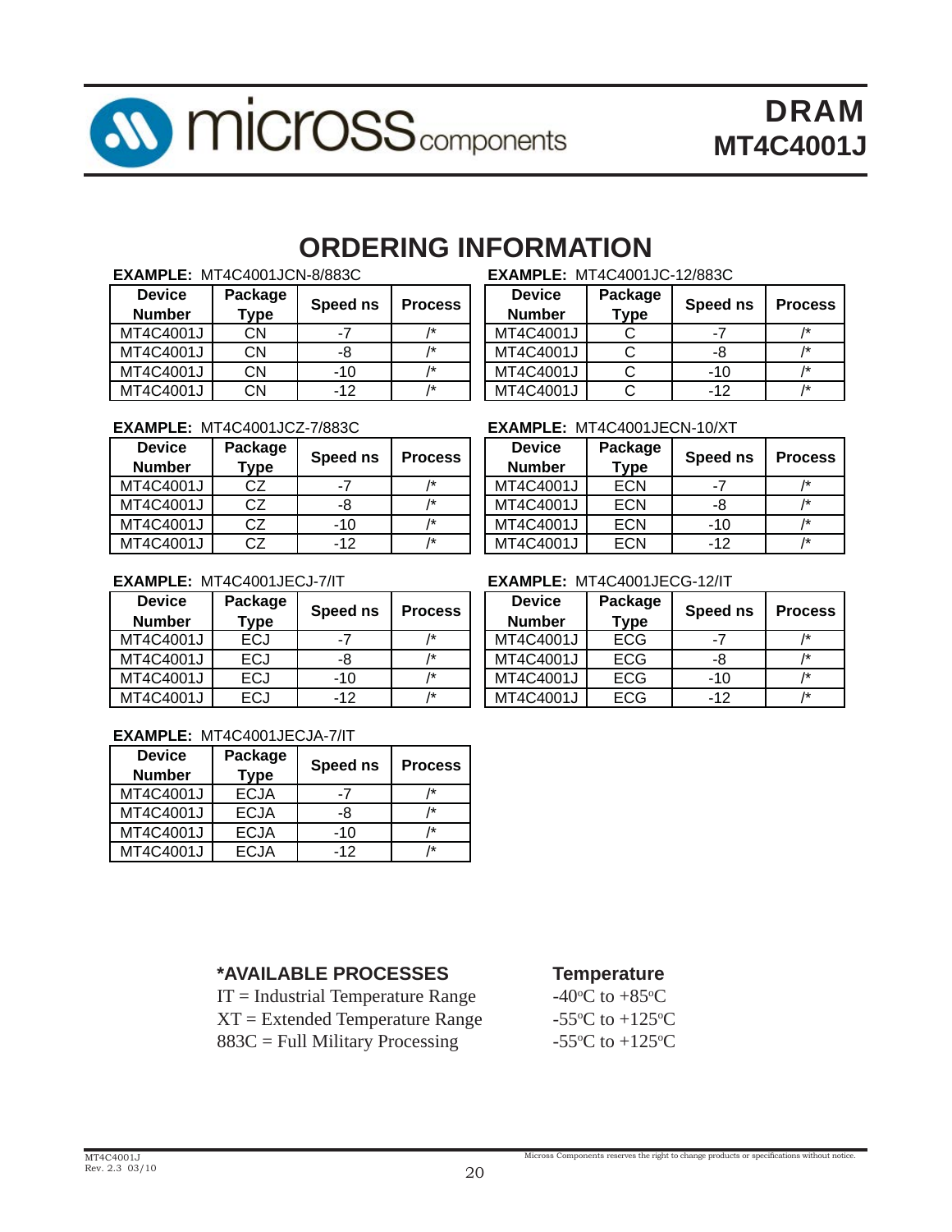# ORDERING INFORMATION

**EXAMPLE:** MT4C4001JCN-8/883C

| Device Number | Package Type | Speed ns | Process |
|---|---|---|---|
| MT4C4001J | CN | -7 | /* |
| MT4C4001J | CN | -8 | /* |
| MT4C4001J | CN | -10 | /* |
| MT4C4001J | CN | -12 | /* |

**EXAMPLE:** MT4C4001JC-12/883C

| Device Number | Package Type | Speed ns | Process |
|---|---|---|---|
| MT4C4001J | C | -7 | /* |
| MT4C4001J | C | -8 | /* |
| MT4C4001J | C | -10 | /* |
| MT4C4001J | C | -12 | /* |

**EXAMPLE:** MT4C4001JCZ-7/883C

| Device Number | Package Type | Speed ns | Process |
|---|---|---|---|
| MT4C4001J | CZ | -7 | /* |
| MT4C4001J | CZ | -8 | /* |
| MT4C4001J | CZ | -10 | /* |
| MT4C4001J | CZ | -12 | /* |

**EXAMPLE:** MT4C4001JECN-10/XT

| Device Number | Package Type | Speed ns | Process |
|---|---|---|---|
| MT4C4001J | ECN | -7 | /* |
| MT4C4001J | ECN | -8 | /* |
| MT4C4001J | ECN | -10 | /* |
| MT4C4001J | ECN | -12 | /* |

**EXAMPLE:** MT4C4001JECJ-7/IT

| Device Number | Package Type | Speed ns | Process |
|---|---|---|---|
| MT4C4001J | ECJ | -7 | /* |
| MT4C4001J | ECJ | -8 | /* |
| MT4C4001J | ECJ | -10 | /* |
| MT4C4001J | ECJ | -12 | /* |

**EXAMPLE:** MT4C4001JECG-12/IT

| Device Number | Package Type | Speed ns | Process |
|---|---|---|---|
| MT4C4001J | ECG | -7 | /* |
| MT4C4001J | ECG | -8 | /* |
| MT4C4001J | ECG | -10 | /* |
| MT4C4001J | ECG | -12 | /* |

**EXAMPLE:** MT4C4001JECJA-7/IT

| Device Number | Package Type | Speed ns | Process |
|---|---|---|---|
| MT4C4001J | ECJA | -7 | /* |
| MT4C4001J | ECJA | -8 | /* |
| MT4C4001J | ECJA | -10 | /* |
| MT4C4001J | ECJA | -12 | /* |

| ***AVAILABLE PROCESSES** | **Temperature** |
|---|---|
| IT = Industrial Temperature Range | -40°C to +85°C |
| XT = Extended Temperature Range | -55°C to +125°C |
| 883C = Full Military Processing | -55°C to +125°C |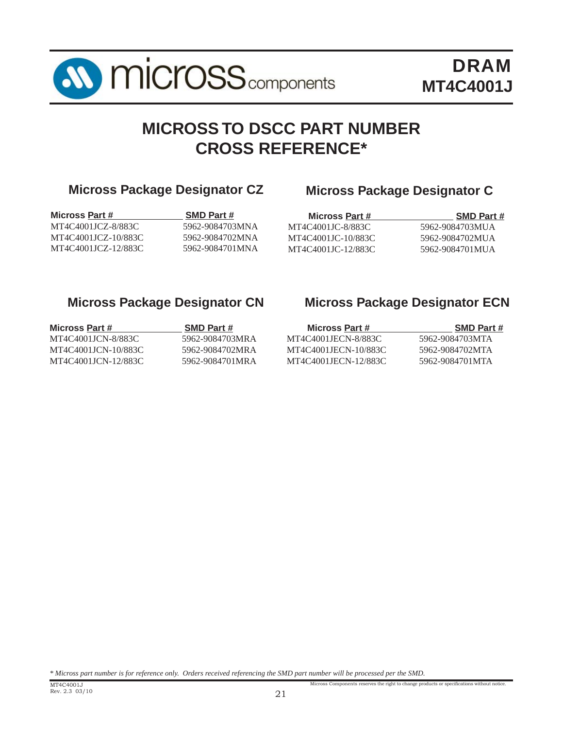# MICROSS TO DSCC PART NUMBER CROSS REFERENCE*

## Micross Package Designator CZ

| Micross Part # | SMD Part # |
|---|---|
| MT4C4001JCZ-8/883C | 5962-9084703MNA |
| MT4C4001JCZ-10/883C | 5962-9084702MNA |
| MT4C4001JCZ-12/883C | 5962-9084701MNA |

## Micross Package Designator C

| Micross Part # | SMD Part # |
|---|---|
| MT4C4001JC-8/883C | 5962-9084703MUA |
| MT4C4001JC-10/883C | 5962-9084702MUA |
| MT4C4001JC-12/883C | 5962-9084701MUA |

## Micross Package Designator CN

| Micross Part # | SMD Part # |
|---|---|
| MT4C4001JCN-8/883C | 5962-9084703MRA |
| MT4C4001JCN-10/883C | 5962-9084702MRA |
| MT4C4001JCN-12/883C | 5962-9084701MRA |

## Micross Package Designator ECN

| Micross Part # | SMD Part # |
|---|---|
| MT4C4001JECN-8/883C | 5962-9084703MTA |
| MT4C4001JECN-10/883C | 5962-9084702MTA |
| MT4C4001JECN-12/883C | 5962-9084701MTA |

*\* Micross part number is for reference only. Orders received referencing the SMD part number will be processed per the SMD.*